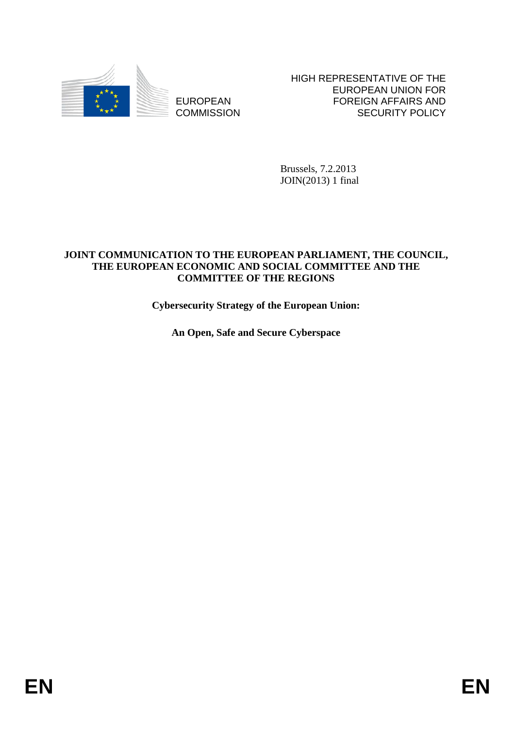EUROPEAN COMMISSION

HIGH REPRESENTATIVE OF THE EUROPEAN UNION FOR FOREIGN AFFAIRS AND SECURITY POLICY

Brussels, 7.2.2013
JOIN(2013) 1 final

**JOINT COMMUNICATION TO THE EUROPEAN PARLIAMENT, THE COUNCIL, THE EUROPEAN ECONOMIC AND SOCIAL COMMITTEE AND THE COMMITTEE OF THE REGIONS**

# Cybersecurity Strategy of the European Union:

# An Open, Safe and Secure Cyberspace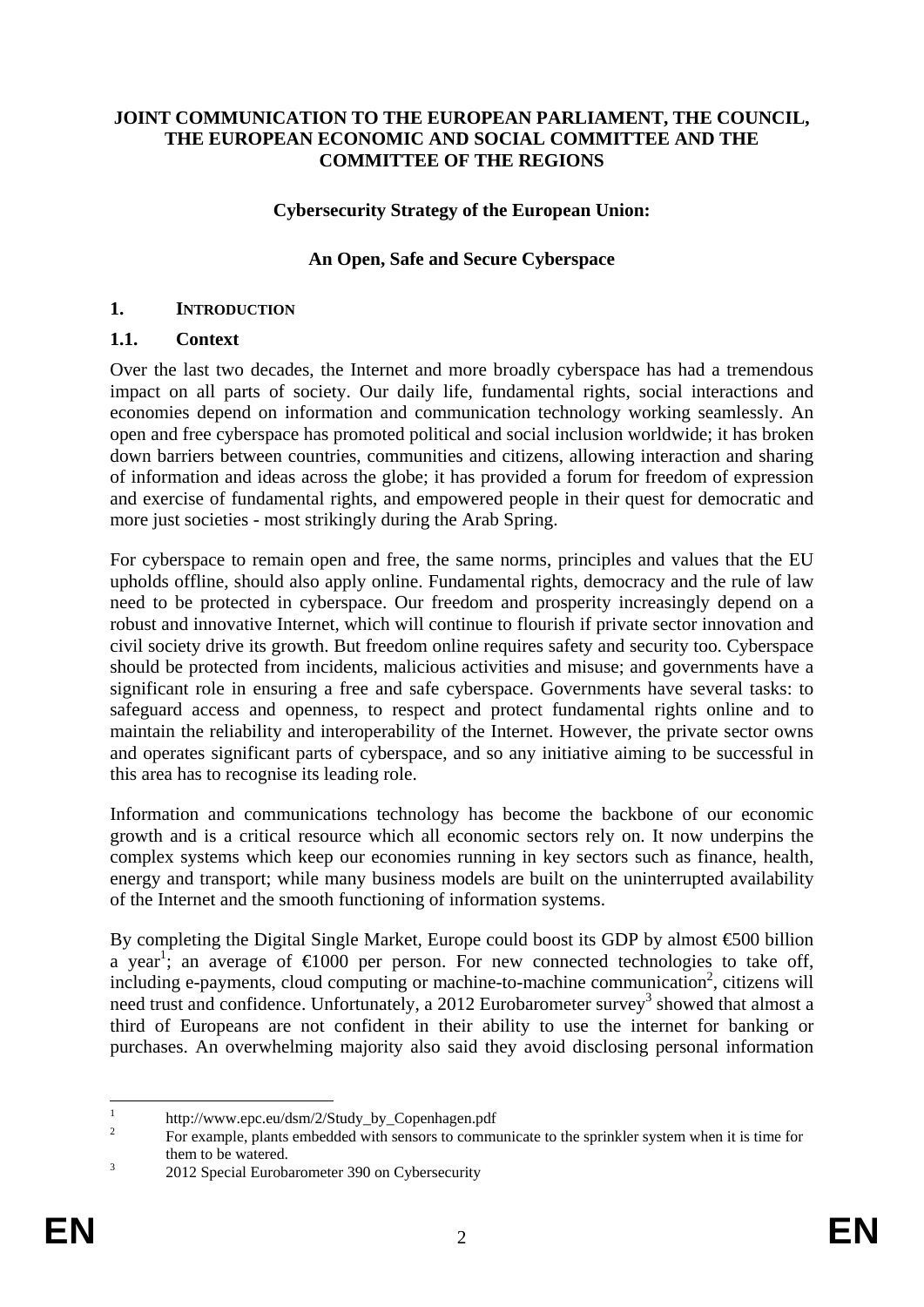**JOINT COMMUNICATION TO THE EUROPEAN PARLIAMENT, THE COUNCIL, THE EUROPEAN ECONOMIC AND SOCIAL COMMITTEE AND THE COMMITTEE OF THE REGIONS**

# Cybersecurity Strategy of the European Union:

# An Open, Safe and Secure Cyberspace

## 1. INTRODUCTION

### 1.1. Context

Over the last two decades, the Internet and more broadly cyberspace has had a tremendous impact on all parts of society. Our daily life, fundamental rights, social interactions and economies depend on information and communication technology working seamlessly. An open and free cyberspace has promoted political and social inclusion worldwide; it has broken down barriers between countries, communities and citizens, allowing interaction and sharing of information and ideas across the globe; it has provided a forum for freedom of expression and exercise of fundamental rights, and empowered people in their quest for democratic and more just societies - most strikingly during the Arab Spring.

For cyberspace to remain open and free, the same norms, principles and values that the EU upholds offline, should also apply online. Fundamental rights, democracy and the rule of law need to be protected in cyberspace. Our freedom and prosperity increasingly depend on a robust and innovative Internet, which will continue to flourish if private sector innovation and civil society drive its growth. But freedom online requires safety and security too. Cyberspace should be protected from incidents, malicious activities and misuse; and governments have a significant role in ensuring a free and safe cyberspace. Governments have several tasks: to safeguard access and openness, to respect and protect fundamental rights online and to maintain the reliability and interoperability of the Internet. However, the private sector owns and operates significant parts of cyberspace, and so any initiative aiming to be successful in this area has to recognise its leading role.

Information and communications technology has become the backbone of our economic growth and is a critical resource which all economic sectors rely on. It now underpins the complex systems which keep our economies running in key sectors such as finance, health, energy and transport; while many business models are built on the uninterrupted availability of the Internet and the smooth functioning of information systems.

By completing the Digital Single Market, Europe could boost its GDP by almost €500 billion a year[1]; an average of €1000 per person. For new connected technologies to take off, including e-payments, cloud computing or machine-to-machine communication[2], citizens will need trust and confidence. Unfortunately, a 2012 Eurobarometer survey[3] showed that almost a third of Europeans are not confident in their ability to use the internet for banking or purchases. An overwhelming majority also said they avoid disclosing personal information

---

[1] http://www.epc.eu/dsm/2/Study_by_Copenhagen.pdf

[2] For example, plants embedded with sensors to communicate to the sprinkler system when it is time for them to be watered.

[3] 2012 Special Eurobarometer 390 on Cybersecurity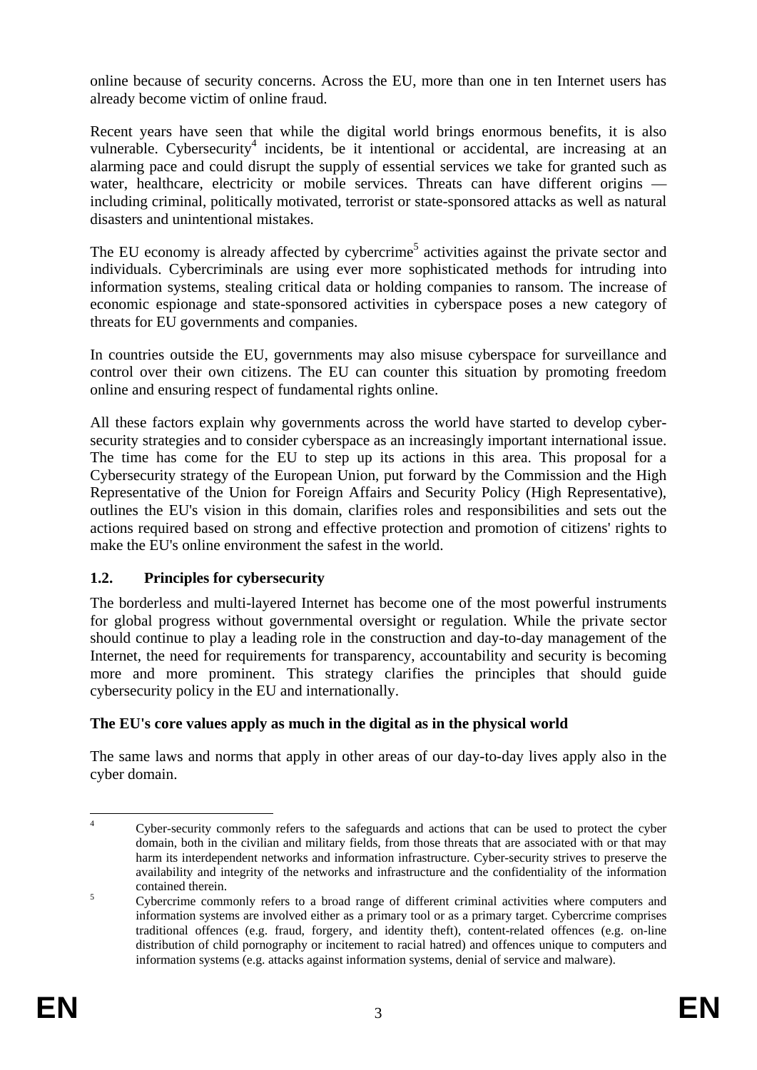online because of security concerns. Across the EU, more than one in ten Internet users has already become victim of online fraud.

Recent years have seen that while the digital world brings enormous benefits, it is also vulnerable. Cybersecurity[4] incidents, be it intentional or accidental, are increasing at an alarming pace and could disrupt the supply of essential services we take for granted such as water, healthcare, electricity or mobile services. Threats can have different origins — including criminal, politically motivated, terrorist or state-sponsored attacks as well as natural disasters and unintentional mistakes.

The EU economy is already affected by cybercrime[5] activities against the private sector and individuals. Cybercriminals are using ever more sophisticated methods for intruding into information systems, stealing critical data or holding companies to ransom. The increase of economic espionage and state-sponsored activities in cyberspace poses a new category of threats for EU governments and companies.

In countries outside the EU, governments may also misuse cyberspace for surveillance and control over their own citizens. The EU can counter this situation by promoting freedom online and ensuring respect of fundamental rights online.

All these factors explain why governments across the world have started to develop cyber-security strategies and to consider cyberspace as an increasingly important international issue. The time has come for the EU to step up its actions in this area. This proposal for a Cybersecurity strategy of the European Union, put forward by the Commission and the High Representative of the Union for Foreign Affairs and Security Policy (High Representative), outlines the EU's vision in this domain, clarifies roles and responsibilities and sets out the actions required based on strong and effective protection and promotion of citizens' rights to make the EU's online environment the safest in the world.

## 1.2. Principles for cybersecurity

The borderless and multi-layered Internet has become one of the most powerful instruments for global progress without governmental oversight or regulation. While the private sector should continue to play a leading role in the construction and day-to-day management of the Internet, the need for requirements for transparency, accountability and security is becoming more and more prominent. This strategy clarifies the principles that should guide cybersecurity policy in the EU and internationally.

**The EU's core values apply as much in the digital as in the physical world**

The same laws and norms that apply in other areas of our day-to-day lives apply also in the cyber domain.

---

[4] Cyber-security commonly refers to the safeguards and actions that can be used to protect the cyber domain, both in the civilian and military fields, from those threats that are associated with or that may harm its interdependent networks and information infrastructure. Cyber-security strives to preserve the availability and integrity of the networks and infrastructure and the confidentiality of the information contained therein.

[5] Cybercrime commonly refers to a broad range of different criminal activities where computers and information systems are involved either as a primary tool or as a primary target. Cybercrime comprises traditional offences (e.g. fraud, forgery, and identity theft), content-related offences (e.g. on-line distribution of child pornography or incitement to racial hatred) and offences unique to computers and information systems (e.g. attacks against information systems, denial of service and malware).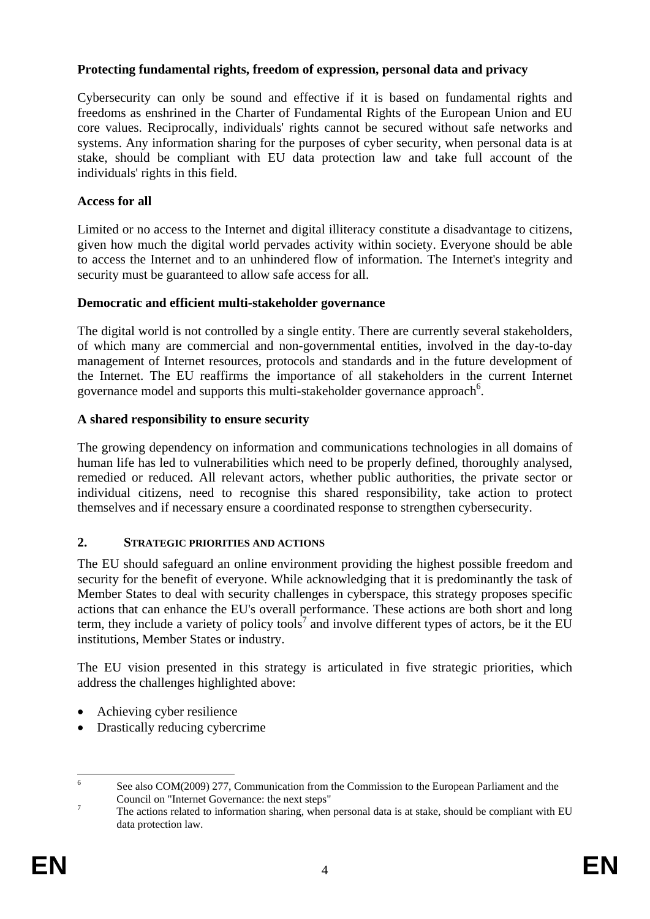**Protecting fundamental rights, freedom of expression, personal data and privacy**

Cybersecurity can only be sound and effective if it is based on fundamental rights and freedoms as enshrined in the Charter of Fundamental Rights of the European Union and EU core values. Reciprocally, individuals' rights cannot be secured without safe networks and systems. Any information sharing for the purposes of cyber security, when personal data is at stake, should be compliant with EU data protection law and take full account of the individuals' rights in this field.

**Access for all**

Limited or no access to the Internet and digital illiteracy constitute a disadvantage to citizens, given how much the digital world pervades activity within society. Everyone should be able to access the Internet and to an unhindered flow of information. The Internet's integrity and security must be guaranteed to allow safe access for all.

**Democratic and efficient multi-stakeholder governance**

The digital world is not controlled by a single entity. There are currently several stakeholders, of which many are commercial and non-governmental entities, involved in the day-to-day management of Internet resources, protocols and standards and in the future development of the Internet. The EU reaffirms the importance of all stakeholders in the current Internet governance model and supports this multi-stakeholder governance approach[6].

**A shared responsibility to ensure security**

The growing dependency on information and communications technologies in all domains of human life has led to vulnerabilities which need to be properly defined, thoroughly analysed, remedied or reduced. All relevant actors, whether public authorities, the private sector or individual citizens, need to recognise this shared responsibility, take action to protect themselves and if necessary ensure a coordinated response to strengthen cybersecurity.

## 2. STRATEGIC PRIORITIES AND ACTIONS

The EU should safeguard an online environment providing the highest possible freedom and security for the benefit of everyone. While acknowledging that it is predominantly the task of Member States to deal with security challenges in cyberspace, this strategy proposes specific actions that can enhance the EU's overall performance. These actions are both short and long term, they include a variety of policy tools[7] and involve different types of actors, be it the EU institutions, Member States or industry.

The EU vision presented in this strategy is articulated in five strategic priorities, which address the challenges highlighted above:

- Achieving cyber resilience
- Drastically reducing cybercrime

---

[6] See also COM(2009) 277, Communication from the Commission to the European Parliament and the Council on "Internet Governance: the next steps"

[7] The actions related to information sharing, when personal data is at stake, should be compliant with EU data protection law.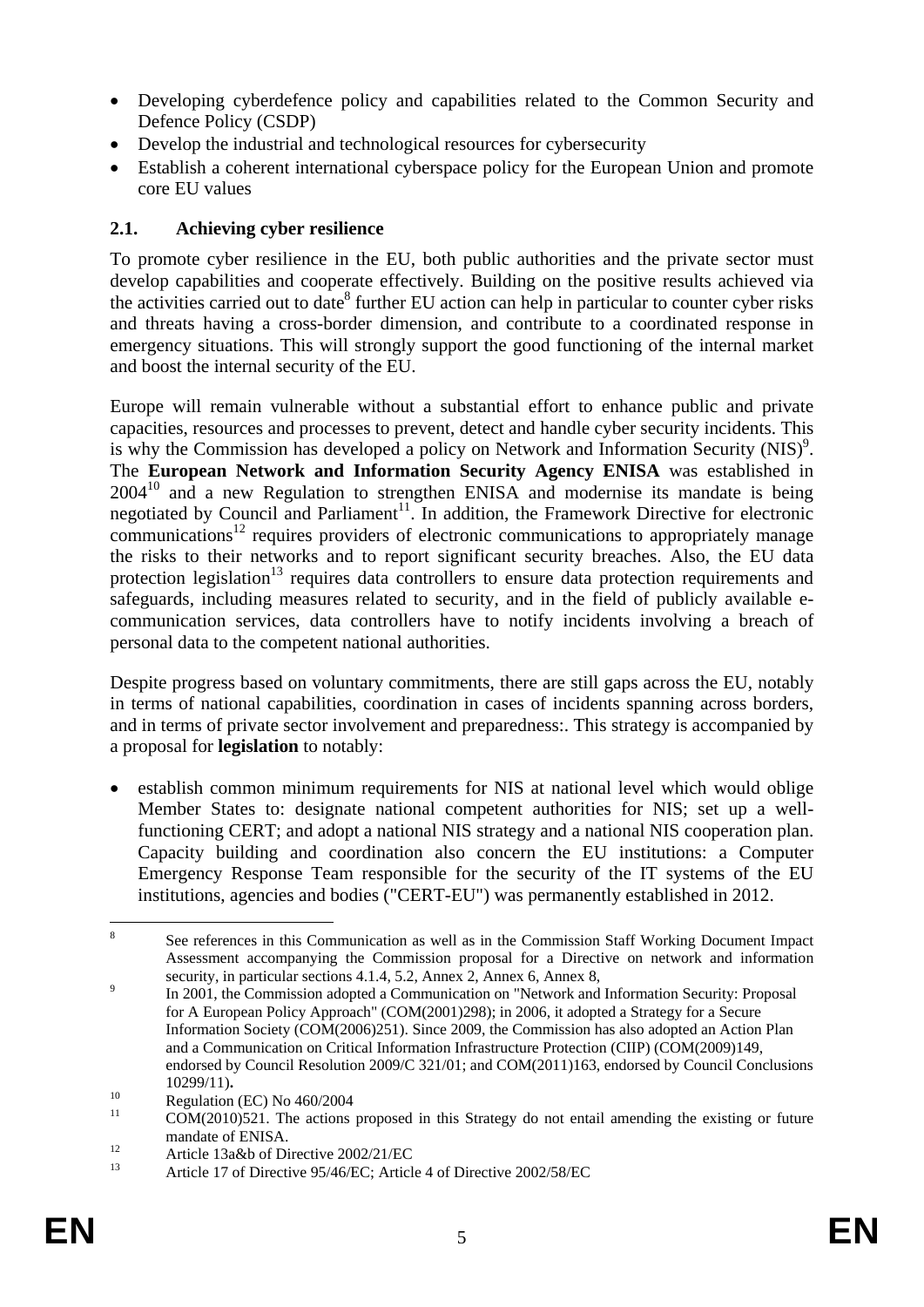- Developing cyberdefence policy and capabilities related to the Common Security and Defence Policy (CSDP)
- Develop the industrial and technological resources for cybersecurity
- Establish a coherent international cyberspace policy for the European Union and promote core EU values

## 2.1. Achieving cyber resilience

To promote cyber resilience in the EU, both public authorities and the private sector must develop capabilities and cooperate effectively. Building on the positive results achieved via the activities carried out to date[8] further EU action can help in particular to counter cyber risks and threats having a cross-border dimension, and contribute to a coordinated response in emergency situations. This will strongly support the good functioning of the internal market and boost the internal security of the EU.

Europe will remain vulnerable without a substantial effort to enhance public and private capacities, resources and processes to prevent, detect and handle cyber security incidents. This is why the Commission has developed a policy on Network and Information Security (NIS)[9]. The **European Network and Information Security Agency ENISA** was established in 2004[10] and a new Regulation to strengthen ENISA and modernise its mandate is being negotiated by Council and Parliament[11]. In addition, the Framework Directive for electronic communications[12] requires providers of electronic communications to appropriately manage the risks to their networks and to report significant security breaches. Also, the EU data protection legislation[13] requires data controllers to ensure data protection requirements and safeguards, including measures related to security, and in the field of publicly available e-communication services, data controllers have to notify incidents involving a breach of personal data to the competent national authorities.

Despite progress based on voluntary commitments, there are still gaps across the EU, notably in terms of national capabilities, coordination in cases of incidents spanning across borders, and in terms of private sector involvement and preparedness:. This strategy is accompanied by a proposal for **legislation** to notably:

- establish common minimum requirements for NIS at national level which would oblige Member States to: designate national competent authorities for NIS; set up a well-functioning CERT; and adopt a national NIS strategy and a national NIS cooperation plan. Capacity building and coordination also concern the EU institutions: a Computer Emergency Response Team responsible for the security of the IT systems of the EU institutions, agencies and bodies ("CERT-EU") was permanently established in 2012.

---

[8] See references in this Communication as well as in the Commission Staff Working Document Impact Assessment accompanying the Commission proposal for a Directive on network and information security, in particular sections 4.1.4, 5.2, Annex 2, Annex 6, Annex 8,

[9] In 2001, the Commission adopted a Communication on "Network and Information Security: Proposal for A European Policy Approach" (COM(2001)298); in 2006, it adopted a Strategy for a Secure Information Society (COM(2006)251). Since 2009, the Commission has also adopted an Action Plan and a Communication on Critical Information Infrastructure Protection (CIIP) (COM(2009)149, endorsed by Council Resolution 2009/C 321/01; and COM(2011)163, endorsed by Council Conclusions 10299/11)**.**

[10] Regulation (EC) No 460/2004

[11] COM(2010)521. The actions proposed in this Strategy do not entail amending the existing or future mandate of ENISA.

[12] Article 13a&b of Directive 2002/21/EC

[13] Article 17 of Directive 95/46/EC; Article 4 of Directive 2002/58/EC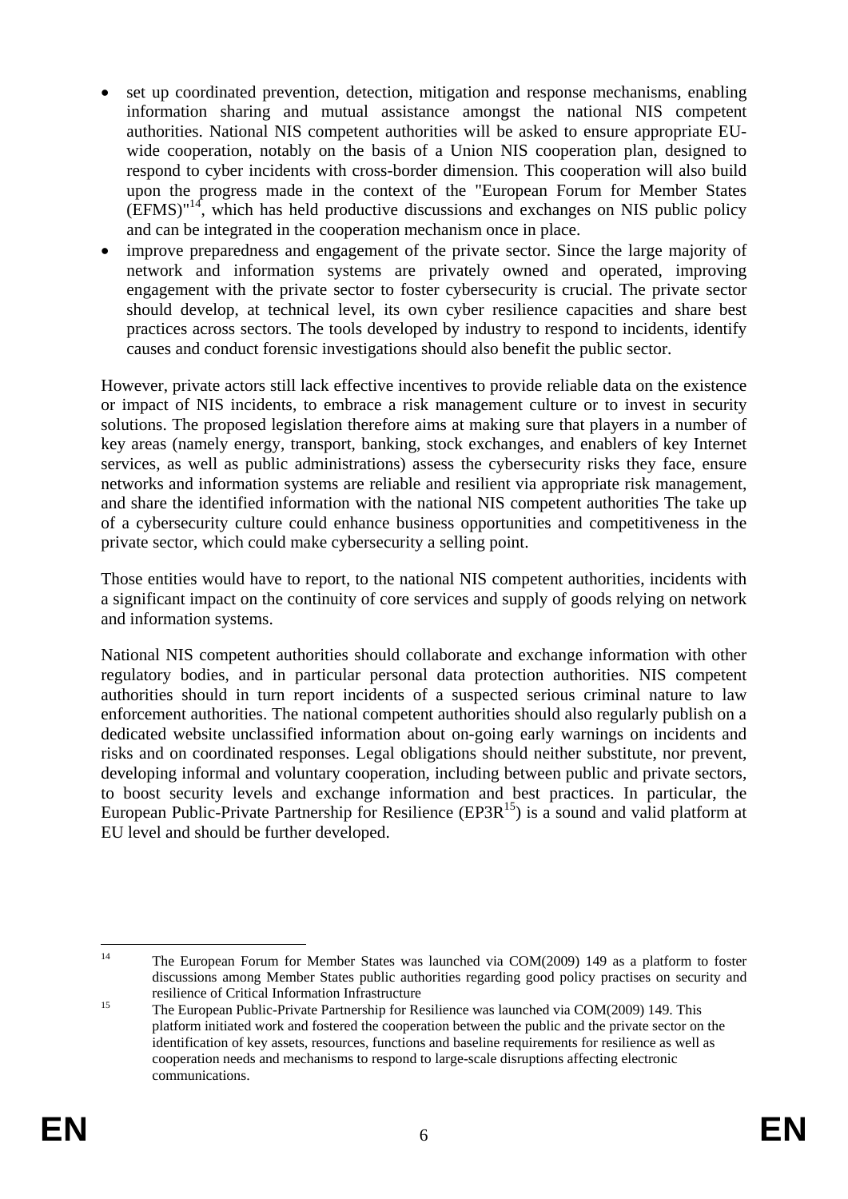- set up coordinated prevention, detection, mitigation and response mechanisms, enabling information sharing and mutual assistance amongst the national NIS competent authorities. National NIS competent authorities will be asked to ensure appropriate EU-wide cooperation, notably on the basis of a Union NIS cooperation plan, designed to respond to cyber incidents with cross-border dimension. This cooperation will also build upon the progress made in the context of the "European Forum for Member States (EFMS)"[14], which has held productive discussions and exchanges on NIS public policy and can be integrated in the cooperation mechanism once in place.
- improve preparedness and engagement of the private sector. Since the large majority of network and information systems are privately owned and operated, improving engagement with the private sector to foster cybersecurity is crucial. The private sector should develop, at technical level, its own cyber resilience capacities and share best practices across sectors. The tools developed by industry to respond to incidents, identify causes and conduct forensic investigations should also benefit the public sector.

However, private actors still lack effective incentives to provide reliable data on the existence or impact of NIS incidents, to embrace a risk management culture or to invest in security solutions. The proposed legislation therefore aims at making sure that players in a number of key areas (namely energy, transport, banking, stock exchanges, and enablers of key Internet services, as well as public administrations) assess the cybersecurity risks they face, ensure networks and information systems are reliable and resilient via appropriate risk management, and share the identified information with the national NIS competent authorities The take up of a cybersecurity culture could enhance business opportunities and competitiveness in the private sector, which could make cybersecurity a selling point.

Those entities would have to report, to the national NIS competent authorities, incidents with a significant impact on the continuity of core services and supply of goods relying on network and information systems.

National NIS competent authorities should collaborate and exchange information with other regulatory bodies, and in particular personal data protection authorities. NIS competent authorities should in turn report incidents of a suspected serious criminal nature to law enforcement authorities. The national competent authorities should also regularly publish on a dedicated website unclassified information about on-going early warnings on incidents and risks and on coordinated responses. Legal obligations should neither substitute, nor prevent, developing informal and voluntary cooperation, including between public and private sectors, to boost security levels and exchange information and best practices. In particular, the European Public-Private Partnership for Resilience (EP3R[15]) is a sound and valid platform at EU level and should be further developed.

[14] The European Forum for Member States was launched via COM(2009) 149 as a platform to foster discussions among Member States public authorities regarding good policy practises on security and resilience of Critical Information Infrastructure

[15] The European Public-Private Partnership for Resilience was launched via COM(2009) 149. This platform initiated work and fostered the cooperation between the public and the private sector on the identification of key assets, resources, functions and baseline requirements for resilience as well as cooperation needs and mechanisms to respond to large-scale disruptions affecting electronic communications.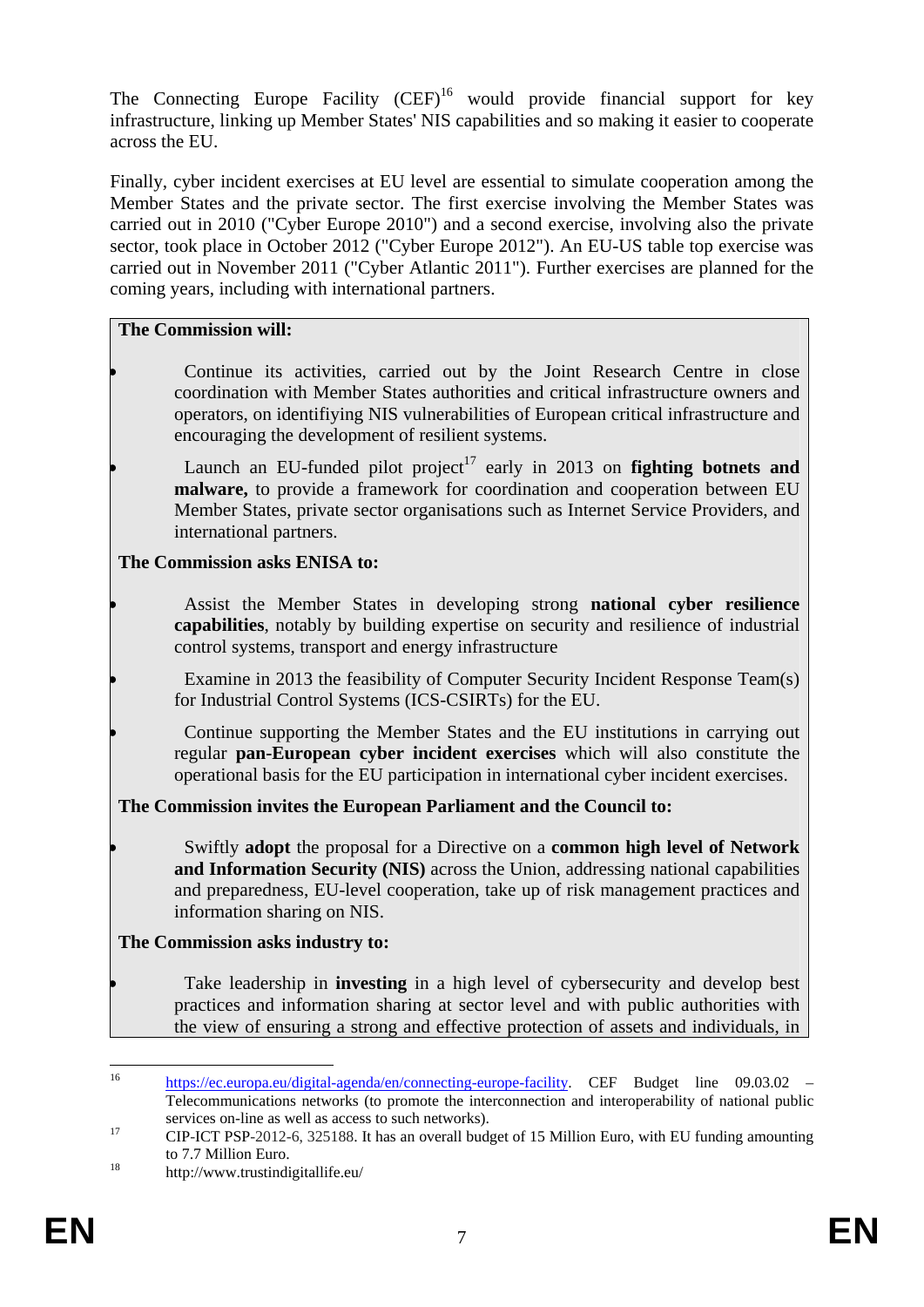The Connecting Europe Facility (CEF)[16] would provide financial support for key infrastructure, linking up Member States' NIS capabilities and so making it easier to cooperate across the EU.

Finally, cyber incident exercises at EU level are essential to simulate cooperation among the Member States and the private sector. The first exercise involving the Member States was carried out in 2010 ("Cyber Europe 2010") and a second exercise, involving also the private sector, took place in October 2012 ("Cyber Europe 2012"). An EU-US table top exercise was carried out in November 2011 ("Cyber Atlantic 2011"). Further exercises are planned for the coming years, including with international partners.

**The Commission will:**

- Continue its activities, carried out by the Joint Research Centre in close coordination with Member States authorities and critical infrastructure owners and operators, on identifiying NIS vulnerabilities of European critical infrastructure and encouraging the development of resilient systems.
- Launch an EU-funded pilot project[17] early in 2013 on **fighting botnets and malware,** to provide a framework for coordination and cooperation between EU Member States, private sector organisations such as Internet Service Providers, and international partners.

**The Commission asks ENISA to:**

- Assist the Member States in developing strong **national cyber resilience capabilities**, notably by building expertise on security and resilience of industrial control systems, transport and energy infrastructure
- Examine in 2013 the feasibility of Computer Security Incident Response Team(s) for Industrial Control Systems (ICS-CSIRTs) for the EU.
- Continue supporting the Member States and the EU institutions in carrying out regular **pan-European cyber incident exercises** which will also constitute the operational basis for the EU participation in international cyber incident exercises.

**The Commission invites the European Parliament and the Council to:**

- Swiftly **adopt** the proposal for a Directive on a **common high level of Network and Information Security (NIS)** across the Union, addressing national capabilities and preparedness, EU-level cooperation, take up of risk management practices and information sharing on NIS.

**The Commission asks industry to:**

- Take leadership in **investing** in a high level of cybersecurity and develop best practices and information sharing at sector level and with public authorities with the view of ensuring a strong and effective protection of assets and individuals, in

---

[16] https://ec.europa.eu/digital-agenda/en/connecting-europe-facility. CEF Budget line 09.03.02 – Telecommunications networks (to promote the interconnection and interoperability of national public services on-line as well as access to such networks).

[17] CIP-ICT PSP-2012-6, 325188. It has an overall budget of 15 Million Euro, with EU funding amounting to 7.7 Million Euro.

[18] http://www.trustindigitallife.eu/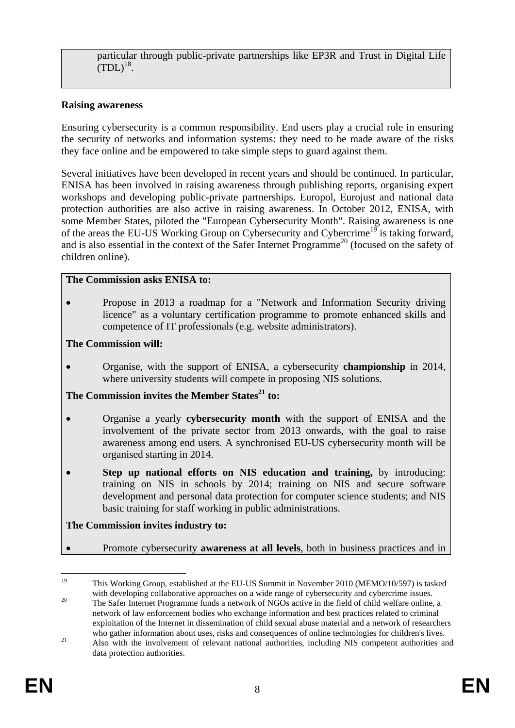particular through public-private partnerships like EP3R and Trust in Digital Life (TDL)[18].

**Raising awareness**

Ensuring cybersecurity is a common responsibility. End users play a crucial role in ensuring the security of networks and information systems: they need to be made aware of the risks they face online and be empowered to take simple steps to guard against them.

Several initiatives have been developed in recent years and should be continued. In particular, ENISA has been involved in raising awareness through publishing reports, organising expert workshops and developing public-private partnerships. Europol, Eurojust and national data protection authorities are also active in raising awareness. In October 2012, ENISA, with some Member States, piloted the "European Cybersecurity Month". Raising awareness is one of the areas the EU-US Working Group on Cybersecurity and Cybercrime[19] is taking forward, and is also essential in the context of the Safer Internet Programme[20] (focused on the safety of children online).

**The Commission asks ENISA to:**

- Propose in 2013 a roadmap for a "Network and Information Security driving licence" as a voluntary certification programme to promote enhanced skills and competence of IT professionals (e.g. website administrators).

**The Commission will:**

- Organise, with the support of ENISA, a cybersecurity **championship** in 2014, where university students will compete in proposing NIS solutions.

**The Commission invites the Member States[21] to:**

- Organise a yearly **cybersecurity month** with the support of ENISA and the involvement of the private sector from 2013 onwards, with the goal to raise awareness among end users. A synchronised EU-US cybersecurity month will be organised starting in 2014.
- **Step up national efforts on NIS education and training,** by introducing: training on NIS in schools by 2014; training on NIS and secure software development and personal data protection for computer science students; and NIS basic training for staff working in public administrations.

**The Commission invites industry to:**

- Promote cybersecurity **awareness at all levels**, both in business practices and in

---

[19] This Working Group, established at the EU-US Summit in November 2010 (MEMO/10/597) is tasked with developing collaborative approaches on a wide range of cybersecurity and cybercrime issues.

[20] The Safer Internet Programme funds a network of NGOs active in the field of child welfare online, a network of law enforcement bodies who exchange information and best practices related to criminal exploitation of the Internet in dissemination of child sexual abuse material and a network of researchers who gather information about uses, risks and consequences of online technologies for children's lives.

[21] Also with the involvement of relevant national authorities, including NIS competent authorities and data protection authorities.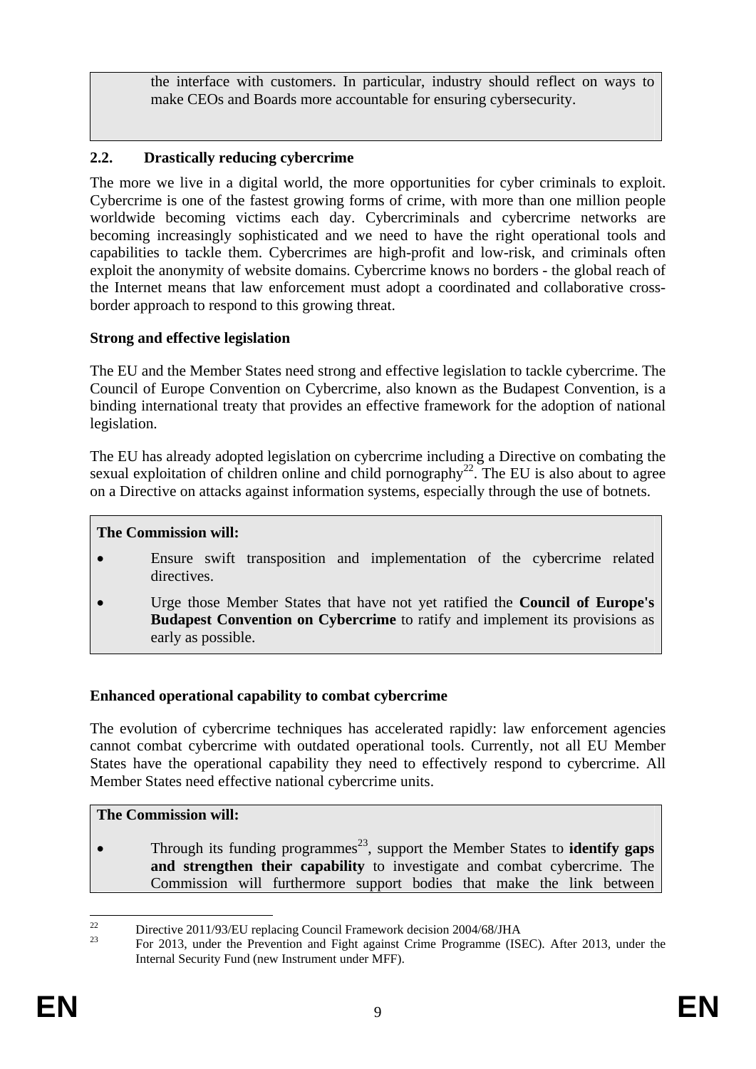the interface with customers. In particular, industry should reflect on ways to make CEOs and Boards more accountable for ensuring cybersecurity.

## 2.2. Drastically reducing cybercrime

The more we live in a digital world, the more opportunities for cyber criminals to exploit. Cybercrime is one of the fastest growing forms of crime, with more than one million people worldwide becoming victims each day. Cybercriminals and cybercrime networks are becoming increasingly sophisticated and we need to have the right operational tools and capabilities to tackle them. Cybercrimes are high-profit and low-risk, and criminals often exploit the anonymity of website domains. Cybercrime knows no borders - the global reach of the Internet means that law enforcement must adopt a coordinated and collaborative cross-border approach to respond to this growing threat.

**Strong and effective legislation**

The EU and the Member States need strong and effective legislation to tackle cybercrime. The Council of Europe Convention on Cybercrime, also known as the Budapest Convention, is a binding international treaty that provides an effective framework for the adoption of national legislation.

The EU has already adopted legislation on cybercrime including a Directive on combating the sexual exploitation of children online and child pornography[22]. The EU is also about to agree on a Directive on attacks against information systems, especially through the use of botnets.

**The Commission will:**

- Ensure swift transposition and implementation of the cybercrime related directives.
- Urge those Member States that have not yet ratified the **Council of Europe's Budapest Convention on Cybercrime** to ratify and implement its provisions as early as possible.

**Enhanced operational capability to combat cybercrime**

The evolution of cybercrime techniques has accelerated rapidly: law enforcement agencies cannot combat cybercrime with outdated operational tools. Currently, not all EU Member States have the operational capability they need to effectively respond to cybercrime. All Member States need effective national cybercrime units.

**The Commission will:**

- Through its funding programmes[23], support the Member States to **identify gaps and strengthen their capability** to investigate and combat cybercrime. The Commission will furthermore support bodies that make the link between

---

[22] Directive 2011/93/EU replacing Council Framework decision 2004/68/JHA

[23] For 2013, under the Prevention and Fight against Crime Programme (ISEC). After 2013, under the Internal Security Fund (new Instrument under MFF).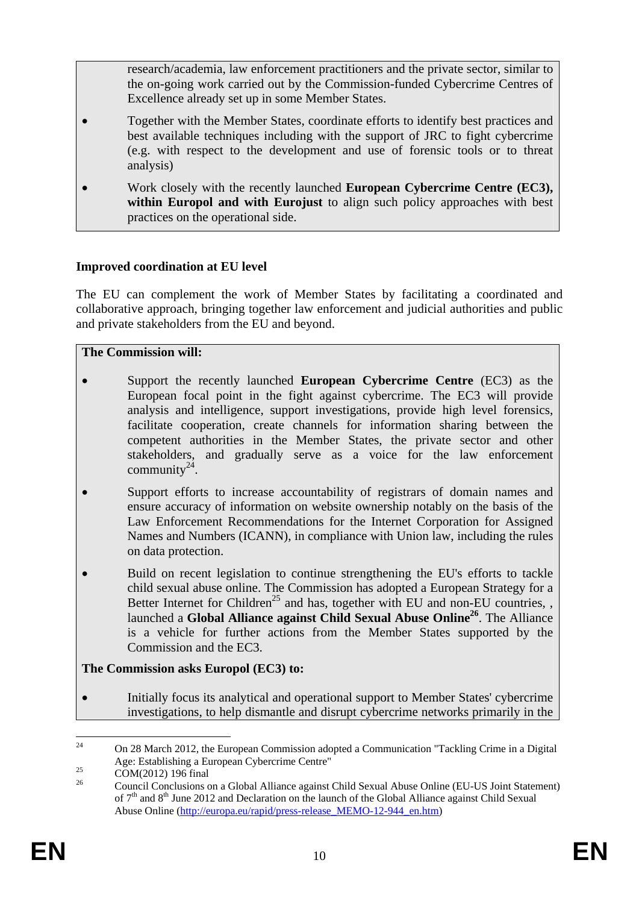research/academia, law enforcement practitioners and the private sector, similar to the on-going work carried out by the Commission-funded Cybercrime Centres of Excellence already set up in some Member States.

- Together with the Member States, coordinate efforts to identify best practices and best available techniques including with the support of JRC to fight cybercrime (e.g. with respect to the development and use of forensic tools or to threat analysis)
- Work closely with the recently launched **European Cybercrime Centre (EC3), within Europol and with Eurojust** to align such policy approaches with best practices on the operational side.

**Improved coordination at EU level**

The EU can complement the work of Member States by facilitating a coordinated and collaborative approach, bringing together law enforcement and judicial authorities and public and private stakeholders from the EU and beyond.

**The Commission will:**

- Support the recently launched **European Cybercrime Centre** (EC3) as the European focal point in the fight against cybercrime. The EC3 will provide analysis and intelligence, support investigations, provide high level forensics, facilitate cooperation, create channels for information sharing between the competent authorities in the Member States, the private sector and other stakeholders, and gradually serve as a voice for the law enforcement community[24].
- Support efforts to increase accountability of registrars of domain names and ensure accuracy of information on website ownership notably on the basis of the Law Enforcement Recommendations for the Internet Corporation for Assigned Names and Numbers (ICANN), in compliance with Union law, including the rules on data protection.
- Build on recent legislation to continue strengthening the EU's efforts to tackle child sexual abuse online. The Commission has adopted a European Strategy for a Better Internet for Children[25] and has, together with EU and non-EU countries, , launched a **Global Alliance against Child Sexual Abuse Online**[26]. The Alliance is a vehicle for further actions from the Member States supported by the Commission and the EC3.

**The Commission asks Europol (EC3) to:**

- Initially focus its analytical and operational support to Member States' cybercrime investigations, to help dismantle and disrupt cybercrime networks primarily in the

[24] On 28 March 2012, the European Commission adopted a Communication "Tackling Crime in a Digital Age: Establishing a European Cybercrime Centre"

[25] COM(2012) 196 final

[26] Council Conclusions on a Global Alliance against Child Sexual Abuse Online (EU-US Joint Statement) of 7th and 8th June 2012 and Declaration on the launch of the Global Alliance against Child Sexual Abuse Online (http://europa.eu/rapid/press-release_MEMO-12-944_en.htm)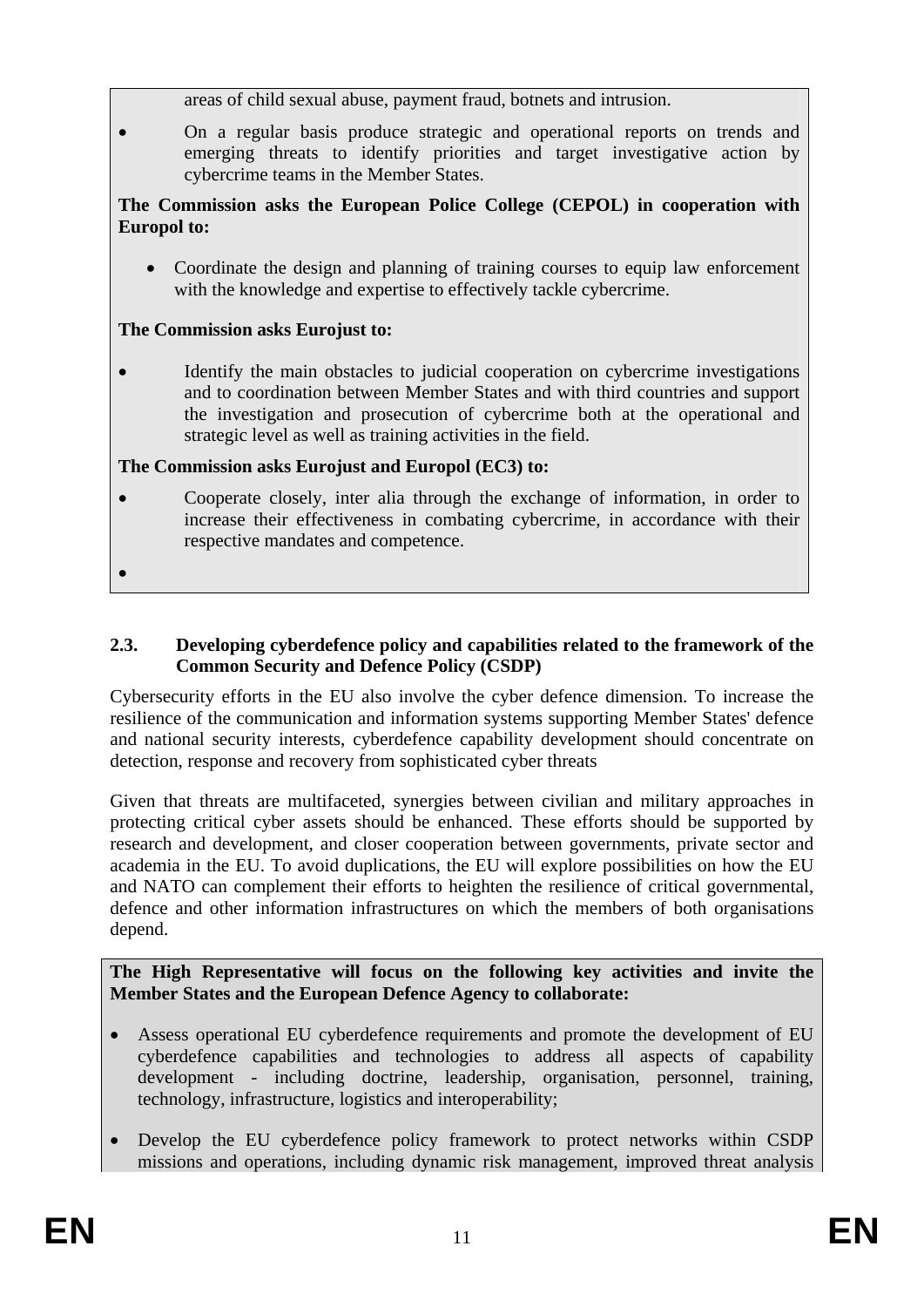areas of child sexual abuse, payment fraud, botnets and intrusion.

- On a regular basis produce strategic and operational reports on trends and emerging threats to identify priorities and target investigative action by cybercrime teams in the Member States.

**The Commission asks the European Police College (CEPOL) in cooperation with Europol to:**

- Coordinate the design and planning of training courses to equip law enforcement with the knowledge and expertise to effectively tackle cybercrime.

**The Commission asks Eurojust to:**

- Identify the main obstacles to judicial cooperation on cybercrime investigations and to coordination between Member States and with third countries and support the investigation and prosecution of cybercrime both at the operational and strategic level as well as training activities in the field.

**The Commission asks Eurojust and Europol (EC3) to:**

- Cooperate closely, inter alia through the exchange of information, in order to increase their effectiveness in combating cybercrime, in accordance with their respective mandates and competence.

### 2.3. Developing cyberdefence policy and capabilities related to the framework of the Common Security and Defence Policy (CSDP)

Cybersecurity efforts in the EU also involve the cyber defence dimension. To increase the resilience of the communication and information systems supporting Member States' defence and national security interests, cyberdefence capability development should concentrate on detection, response and recovery from sophisticated cyber threats

Given that threats are multifaceted, synergies between civilian and military approaches in protecting critical cyber assets should be enhanced. These efforts should be supported by research and development, and closer cooperation between governments, private sector and academia in the EU. To avoid duplications, the EU will explore possibilities on how the EU and NATO can complement their efforts to heighten the resilience of critical governmental, defence and other information infrastructures on which the members of both organisations depend.

**The High Representative will focus on the following key activities and invite the Member States and the European Defence Agency to collaborate:**

- Assess operational EU cyberdefence requirements and promote the development of EU cyberdefence capabilities and technologies to address all aspects of capability development - including doctrine, leadership, organisation, personnel, training, technology, infrastructure, logistics and interoperability;
- Develop the EU cyberdefence policy framework to protect networks within CSDP missions and operations, including dynamic risk management, improved threat analysis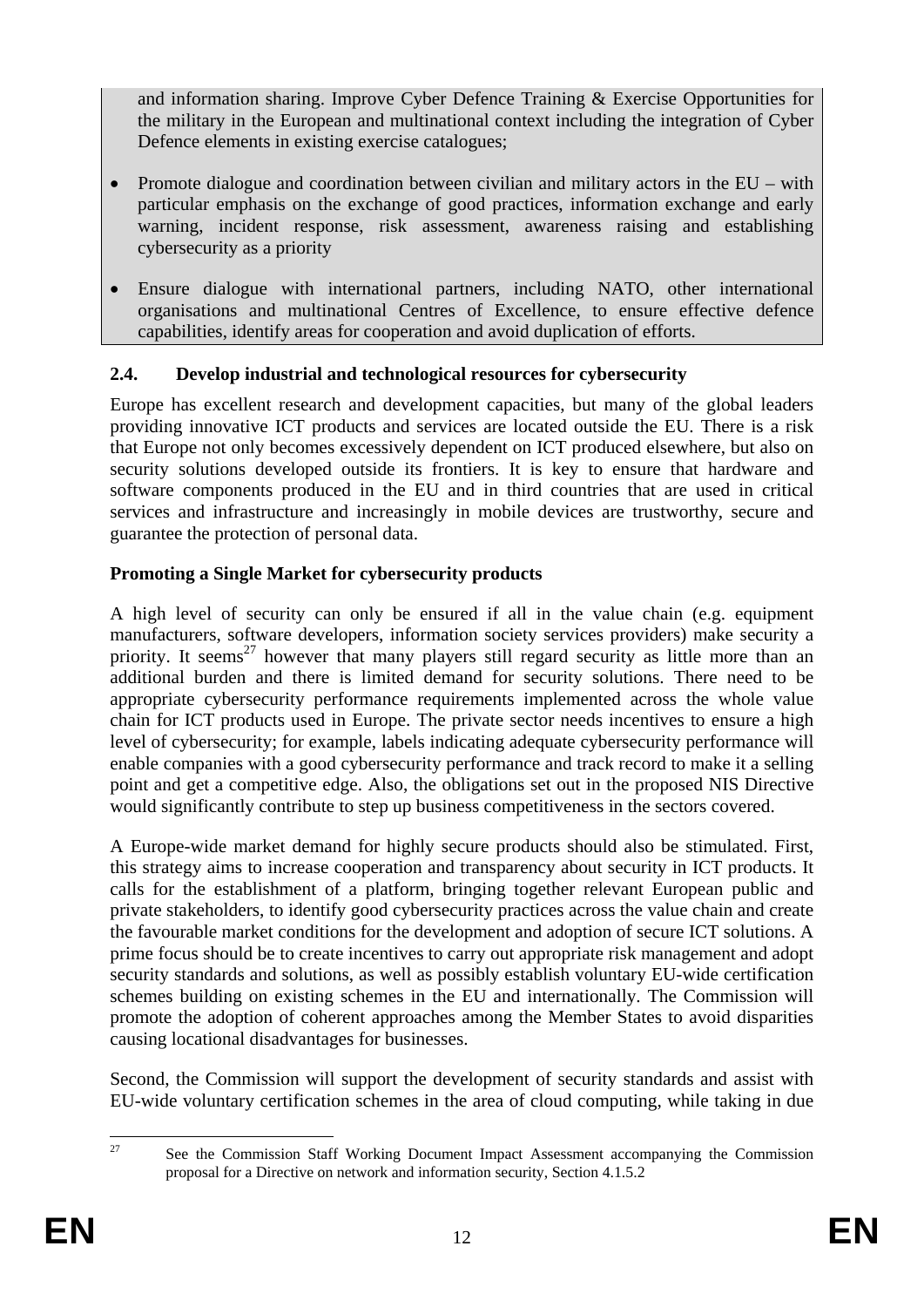and information sharing. Improve Cyber Defence Training & Exercise Opportunities for the military in the European and multinational context including the integration of Cyber Defence elements in existing exercise catalogues;

- Promote dialogue and coordination between civilian and military actors in the EU – with particular emphasis on the exchange of good practices, information exchange and early warning, incident response, risk assessment, awareness raising and establishing cybersecurity as a priority
- Ensure dialogue with international partners, including NATO, other international organisations and multinational Centres of Excellence, to ensure effective defence capabilities, identify areas for cooperation and avoid duplication of efforts.

### 2.4. Develop industrial and technological resources for cybersecurity

Europe has excellent research and development capacities, but many of the global leaders providing innovative ICT products and services are located outside the EU. There is a risk that Europe not only becomes excessively dependent on ICT produced elsewhere, but also on security solutions developed outside its frontiers. It is key to ensure that hardware and software components produced in the EU and in third countries that are used in critical services and infrastructure and increasingly in mobile devices are trustworthy, secure and guarantee the protection of personal data.

**Promoting a Single Market for cybersecurity products**

A high level of security can only be ensured if all in the value chain (e.g. equipment manufacturers, software developers, information society services providers) make security a priority. It seems[27] however that many players still regard security as little more than an additional burden and there is limited demand for security solutions. There need to be appropriate cybersecurity performance requirements implemented across the whole value chain for ICT products used in Europe. The private sector needs incentives to ensure a high level of cybersecurity; for example, labels indicating adequate cybersecurity performance will enable companies with a good cybersecurity performance and track record to make it a selling point and get a competitive edge. Also, the obligations set out in the proposed NIS Directive would significantly contribute to step up business competitiveness in the sectors covered.

A Europe-wide market demand for highly secure products should also be stimulated. First, this strategy aims to increase cooperation and transparency about security in ICT products. It calls for the establishment of a platform, bringing together relevant European public and private stakeholders, to identify good cybersecurity practices across the value chain and create the favourable market conditions for the development and adoption of secure ICT solutions. A prime focus should be to create incentives to carry out appropriate risk management and adopt security standards and solutions, as well as possibly establish voluntary EU-wide certification schemes building on existing schemes in the EU and internationally. The Commission will promote the adoption of coherent approaches among the Member States to avoid disparities causing locational disadvantages for businesses.

Second, the Commission will support the development of security standards and assist with EU-wide voluntary certification schemes in the area of cloud computing, while taking in due

[27] See the Commission Staff Working Document Impact Assessment accompanying the Commission proposal for a Directive on network and information security, Section 4.1.5.2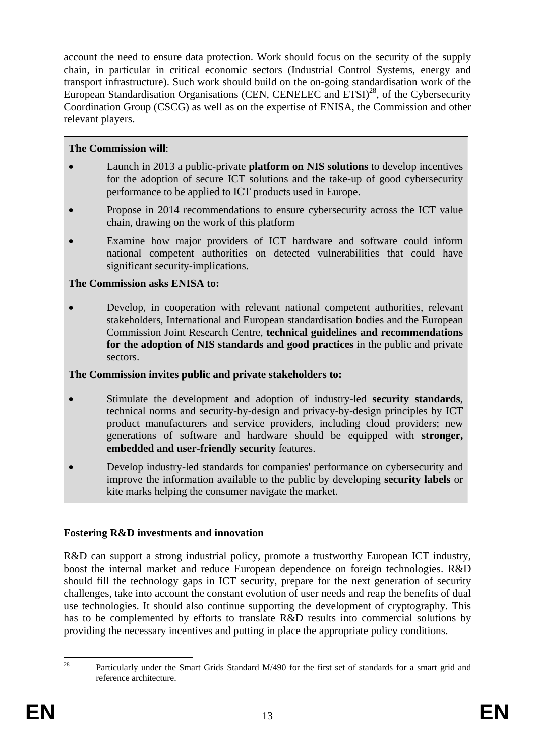account the need to ensure data protection. Work should focus on the security of the supply chain, in particular in critical economic sectors (Industrial Control Systems, energy and transport infrastructure). Such work should build on the on-going standardisation work of the European Standardisation Organisations (CEN, CENELEC and ETSI)[28], of the Cybersecurity Coordination Group (CSCG) as well as on the expertise of ENISA, the Commission and other relevant players.

**The Commission will**:

- Launch in 2013 a public-private **platform on NIS solutions** to develop incentives for the adoption of secure ICT solutions and the take-up of good cybersecurity performance to be applied to ICT products used in Europe.
- Propose in 2014 recommendations to ensure cybersecurity across the ICT value chain, drawing on the work of this platform
- Examine how major providers of ICT hardware and software could inform national competent authorities on detected vulnerabilities that could have significant security-implications.

**The Commission asks ENISA to:**

- Develop, in cooperation with relevant national competent authorities, relevant stakeholders, International and European standardisation bodies and the European Commission Joint Research Centre, **technical guidelines and recommendations for the adoption of NIS standards and good practices** in the public and private sectors.

**The Commission invites public and private stakeholders to:**

- Stimulate the development and adoption of industry-led **security standards**, technical norms and security-by-design and privacy-by-design principles by ICT product manufacturers and service providers, including cloud providers; new generations of software and hardware should be equipped with **stronger, embedded and user-friendly security** features.
- Develop industry-led standards for companies' performance on cybersecurity and improve the information available to the public by developing **security labels** or kite marks helping the consumer navigate the market.

**Fostering R&D investments and innovation**

R&D can support a strong industrial policy, promote a trustworthy European ICT industry, boost the internal market and reduce European dependence on foreign technologies. R&D should fill the technology gaps in ICT security, prepare for the next generation of security challenges, take into account the constant evolution of user needs and reap the benefits of dual use technologies. It should also continue supporting the development of cryptography. This has to be complemented by efforts to translate R&D results into commercial solutions by providing the necessary incentives and putting in place the appropriate policy conditions.

[28] Particularly under the Smart Grids Standard M/490 for the first set of standards for a smart grid and reference architecture.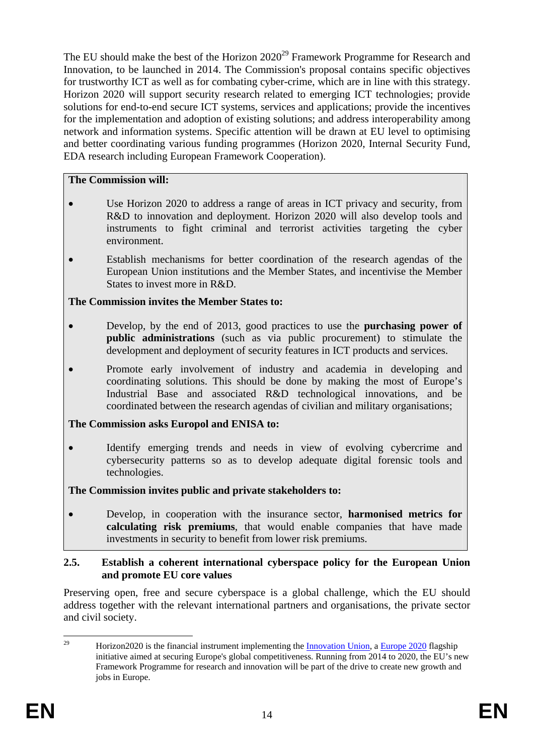The EU should make the best of the Horizon 2020[29] Framework Programme for Research and Innovation, to be launched in 2014. The Commission's proposal contains specific objectives for trustworthy ICT as well as for combating cyber-crime, which are in line with this strategy. Horizon 2020 will support security research related to emerging ICT technologies; provide solutions for end-to-end secure ICT systems, services and applications; provide the incentives for the implementation and adoption of existing solutions; and address interoperability among network and information systems. Specific attention will be drawn at EU level to optimising and better coordinating various funding programmes (Horizon 2020, Internal Security Fund, EDA research including European Framework Cooperation).

**The Commission will:**

- Use Horizon 2020 to address a range of areas in ICT privacy and security, from R&D to innovation and deployment. Horizon 2020 will also develop tools and instruments to fight criminal and terrorist activities targeting the cyber environment.
- Establish mechanisms for better coordination of the research agendas of the European Union institutions and the Member States, and incentivise the Member States to invest more in R&D.

**The Commission invites the Member States to:**

- Develop, by the end of 2013, good practices to use the **purchasing power of public administrations** (such as via public procurement) to stimulate the development and deployment of security features in ICT products and services.
- Promote early involvement of industry and academia in developing and coordinating solutions. This should be done by making the most of Europe's Industrial Base and associated R&D technological innovations, and be coordinated between the research agendas of civilian and military organisations;

**The Commission asks Europol and ENISA to:**

- Identify emerging trends and needs in view of evolving cybercrime and cybersecurity patterns so as to develop adequate digital forensic tools and technologies.

**The Commission invites public and private stakeholders to:**

- Develop, in cooperation with the insurance sector, **harmonised metrics for calculating risk premiums**, that would enable companies that have made investments in security to benefit from lower risk premiums.

### 2.5. Establish a coherent international cyberspace policy for the European Union and promote EU core values

Preserving open, free and secure cyberspace is a global challenge, which the EU should address together with the relevant international partners and organisations, the private sector and civil society.

---

[29] Horizon2020 is the financial instrument implementing the Innovation Union, a Europe 2020 flagship initiative aimed at securing Europe's global competitiveness. Running from 2014 to 2020, the EU's new Framework Programme for research and innovation will be part of the drive to create new growth and jobs in Europe.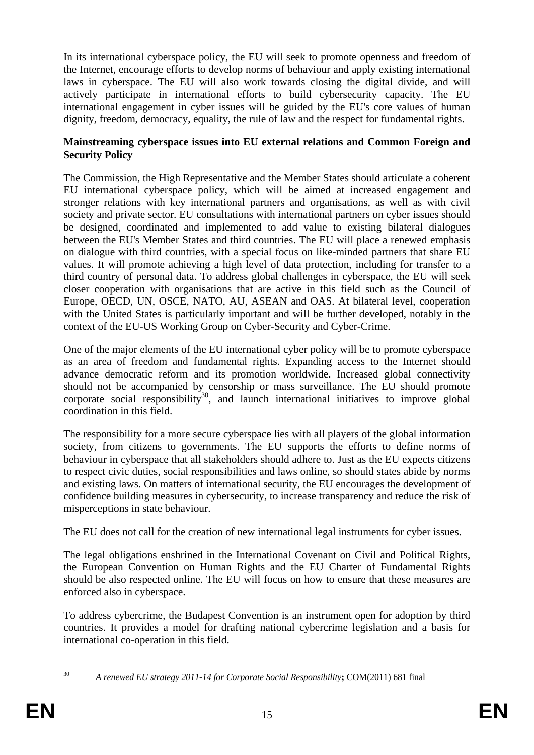In its international cyberspace policy, the EU will seek to promote openness and freedom of the Internet, encourage efforts to develop norms of behaviour and apply existing international laws in cyberspace. The EU will also work towards closing the digital divide, and will actively participate in international efforts to build cybersecurity capacity. The EU international engagement in cyber issues will be guided by the EU's core values of human dignity, freedom, democracy, equality, the rule of law and the respect for fundamental rights.

**Mainstreaming cyberspace issues into EU external relations and Common Foreign and Security Policy**

The Commission, the High Representative and the Member States should articulate a coherent EU international cyberspace policy, which will be aimed at increased engagement and stronger relations with key international partners and organisations, as well as with civil society and private sector. EU consultations with international partners on cyber issues should be designed, coordinated and implemented to add value to existing bilateral dialogues between the EU's Member States and third countries. The EU will place a renewed emphasis on dialogue with third countries, with a special focus on like-minded partners that share EU values. It will promote achieving a high level of data protection, including for transfer to a third country of personal data. To address global challenges in cyberspace, the EU will seek closer cooperation with organisations that are active in this field such as the Council of Europe, OECD, UN, OSCE, NATO, AU, ASEAN and OAS. At bilateral level, cooperation with the United States is particularly important and will be further developed, notably in the context of the EU-US Working Group on Cyber-Security and Cyber-Crime.

One of the major elements of the EU international cyber policy will be to promote cyberspace as an area of freedom and fundamental rights. Expanding access to the Internet should advance democratic reform and its promotion worldwide. Increased global connectivity should not be accompanied by censorship or mass surveillance. The EU should promote corporate social responsibility[30], and launch international initiatives to improve global coordination in this field.

The responsibility for a more secure cyberspace lies with all players of the global information society, from citizens to governments. The EU supports the efforts to define norms of behaviour in cyberspace that all stakeholders should adhere to. Just as the EU expects citizens to respect civic duties, social responsibilities and laws online, so should states abide by norms and existing laws. On matters of international security, the EU encourages the development of confidence building measures in cybersecurity, to increase transparency and reduce the risk of misperceptions in state behaviour.

The EU does not call for the creation of new international legal instruments for cyber issues.

The legal obligations enshrined in the International Covenant on Civil and Political Rights, the European Convention on Human Rights and the EU Charter of Fundamental Rights should be also respected online. The EU will focus on how to ensure that these measures are enforced also in cyberspace.

To address cybercrime, the Budapest Convention is an instrument open for adoption by third countries. It provides a model for drafting national cybercrime legislation and a basis for international co-operation in this field.

[30] *A renewed EU strategy 2011-14 for Corporate Social Responsibility*; COM(2011) 681 final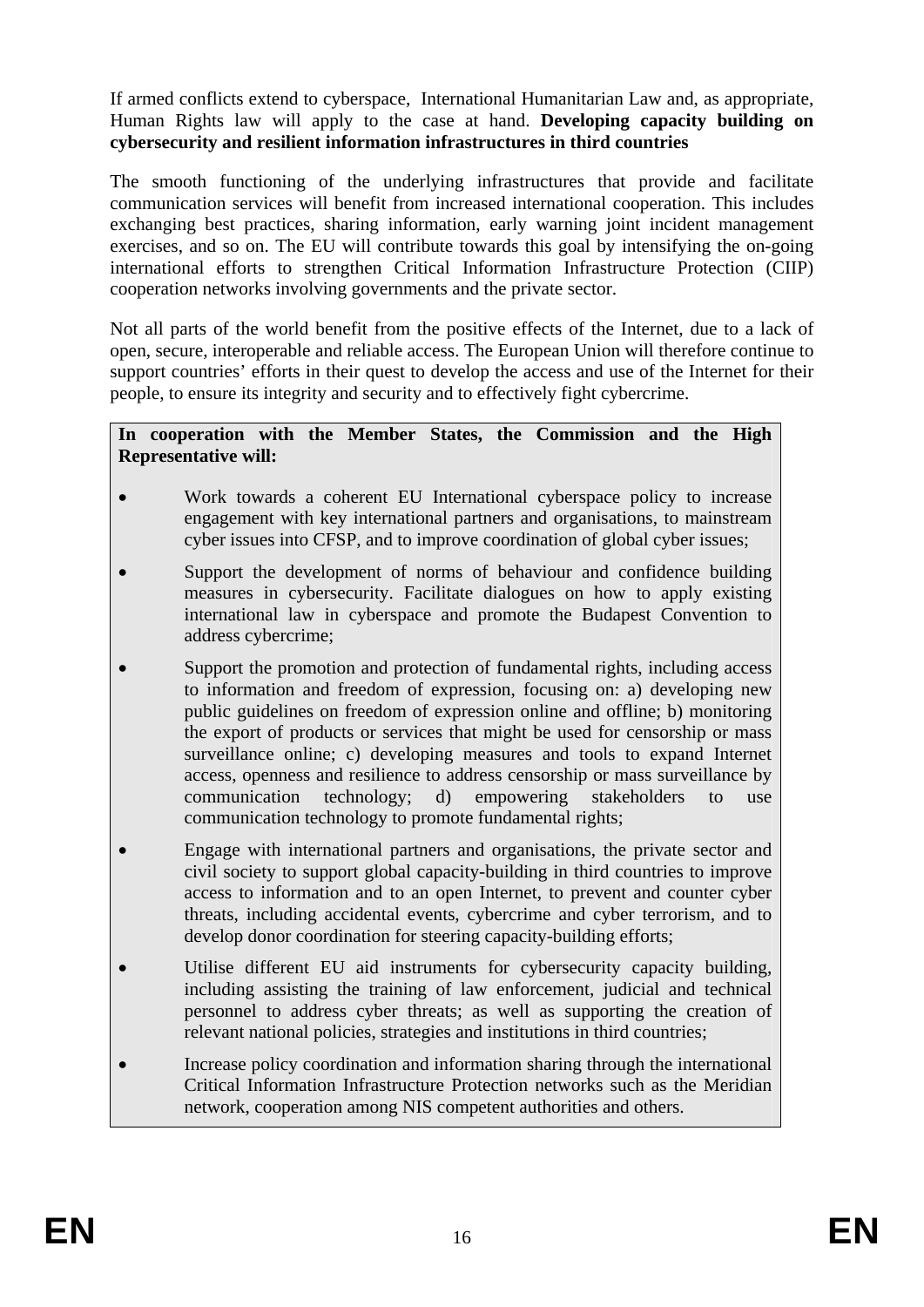If armed conflicts extend to cyberspace, International Humanitarian Law and, as appropriate, Human Rights law will apply to the case at hand. **Developing capacity building on cybersecurity and resilient information infrastructures in third countries**

The smooth functioning of the underlying infrastructures that provide and facilitate communication services will benefit from increased international cooperation. This includes exchanging best practices, sharing information, early warning joint incident management exercises, and so on. The EU will contribute towards this goal by intensifying the on-going international efforts to strengthen Critical Information Infrastructure Protection (CIIP) cooperation networks involving governments and the private sector.

Not all parts of the world benefit from the positive effects of the Internet, due to a lack of open, secure, interoperable and reliable access. The European Union will therefore continue to support countries' efforts in their quest to develop the access and use of the Internet for their people, to ensure its integrity and security and to effectively fight cybercrime.

**In cooperation with the Member States, the Commission and the High Representative will:**

- Work towards a coherent EU International cyberspace policy to increase engagement with key international partners and organisations, to mainstream cyber issues into CFSP, and to improve coordination of global cyber issues;
- Support the development of norms of behaviour and confidence building measures in cybersecurity. Facilitate dialogues on how to apply existing international law in cyberspace and promote the Budapest Convention to address cybercrime;
- Support the promotion and protection of fundamental rights, including access to information and freedom of expression, focusing on: a) developing new public guidelines on freedom of expression online and offline; b) monitoring the export of products or services that might be used for censorship or mass surveillance online; c) developing measures and tools to expand Internet access, openness and resilience to address censorship or mass surveillance by communication technology; d) empowering stakeholders to use communication technology to promote fundamental rights;
- Engage with international partners and organisations, the private sector and civil society to support global capacity-building in third countries to improve access to information and to an open Internet, to prevent and counter cyber threats, including accidental events, cybercrime and cyber terrorism, and to develop donor coordination for steering capacity-building efforts;
- Utilise different EU aid instruments for cybersecurity capacity building, including assisting the training of law enforcement, judicial and technical personnel to address cyber threats; as well as supporting the creation of relevant national policies, strategies and institutions in third countries;
- Increase policy coordination and information sharing through the international Critical Information Infrastructure Protection networks such as the Meridian network, cooperation among NIS competent authorities and others.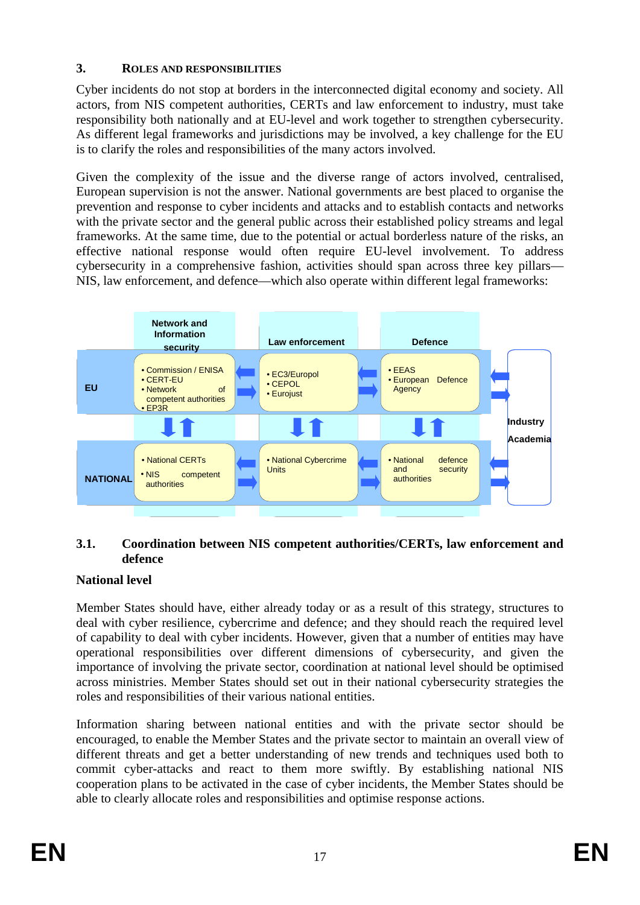## 3. ROLES AND RESPONSIBILITIES

Cyber incidents do not stop at borders in the interconnected digital economy and society. All actors, from NIS competent authorities, CERTs and law enforcement to industry, must take responsibility both nationally and at EU-level and work together to strengthen cybersecurity. As different legal frameworks and jurisdictions may be involved, a key challenge for the EU is to clarify the roles and responsibilities of the many actors involved.

Given the complexity of the issue and the diverse range of actors involved, centralised, European supervision is not the answer. National governments are best placed to organise the prevention and response to cyber incidents and attacks and to establish contacts and networks with the private sector and the general public across their established policy streams and legal frameworks. At the same time, due to the potential or actual borderless nature of the risks, an effective national response would often require EU-level involvement. To address cybersecurity in a comprehensive fashion, activities should span across three key pillars—NIS, law enforcement, and defence—which also operate within different legal frameworks:

| | Network and Information security | Law enforcement | Defence | |
|---|---|---|---|---|
| **EU** | • Commission / ENISA<br>• CERT-EU<br>• Network of competent authorities<br>• EP3R | • EC3/Europol<br>• CEPOL<br>• Eurojust | • EEAS<br>• European Defence Agency | Industry<br>Academia |
| **NATIONAL** | • National CERTs<br>• NIS competent authorities | • National Cybercrime Units | • National defence and security authorities | |

### 3.1. Coordination between NIS competent authorities/CERTs, law enforcement and defence

#### National level

Member States should have, either already today or as a result of this strategy, structures to deal with cyber resilience, cybercrime and defence; and they should reach the required level of capability to deal with cyber incidents. However, given that a number of entities may have operational responsibilities over different dimensions of cybersecurity, and given the importance of involving the private sector, coordination at national level should be optimised across ministries. Member States should set out in their national cybersecurity strategies the roles and responsibilities of their various national entities.

Information sharing between national entities and with the private sector should be encouraged, to enable the Member States and the private sector to maintain an overall view of different threats and get a better understanding of new trends and techniques used both to commit cyber-attacks and react to them more swiftly. By establishing national NIS cooperation plans to be activated in the case of cyber incidents, the Member States should be able to clearly allocate roles and responsibilities and optimise response actions.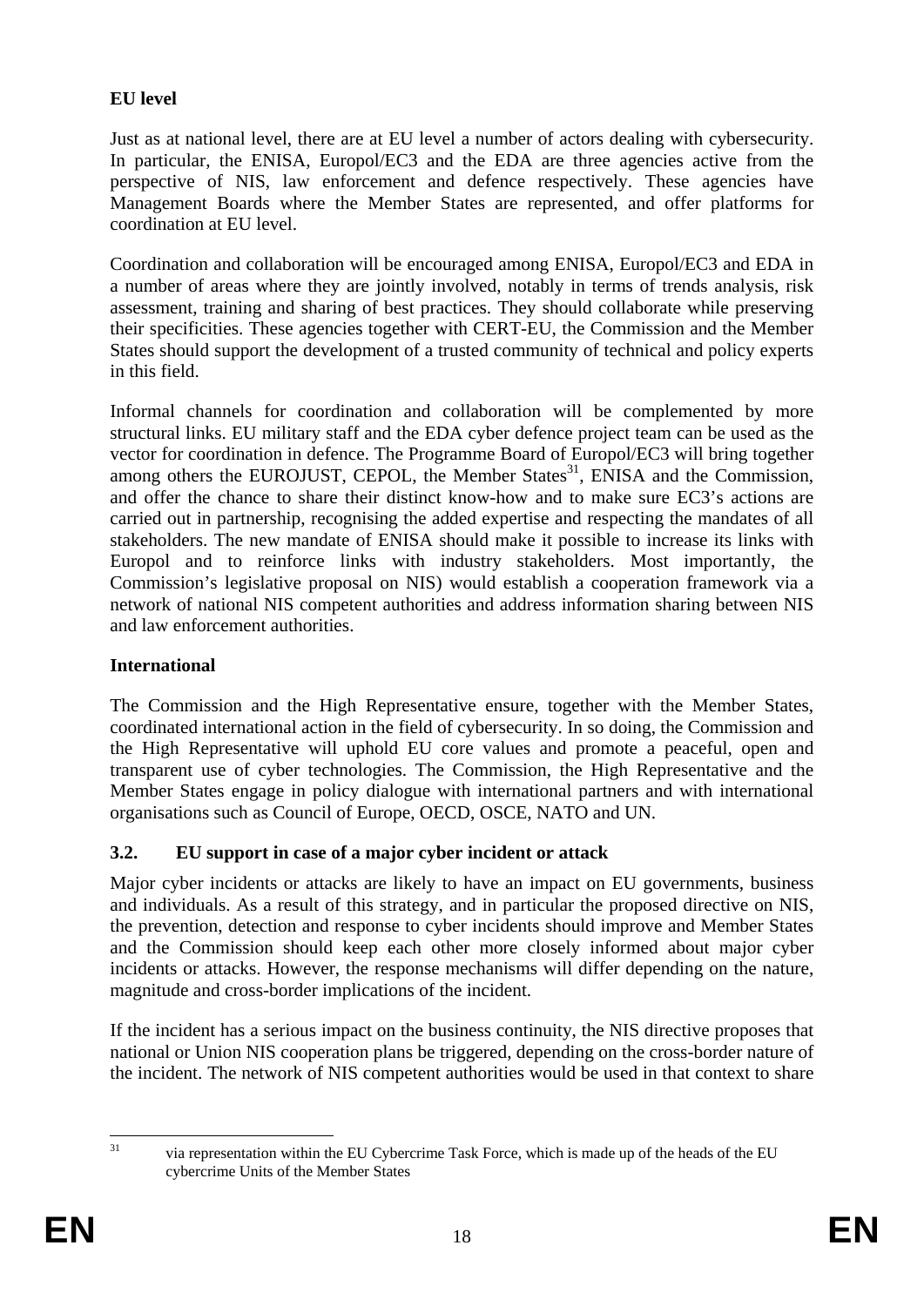**EU level**

Just as at national level, there are at EU level a number of actors dealing with cybersecurity. In particular, the ENISA, Europol/EC3 and the EDA are three agencies active from the perspective of NIS, law enforcement and defence respectively. These agencies have Management Boards where the Member States are represented, and offer platforms for coordination at EU level.

Coordination and collaboration will be encouraged among ENISA, Europol/EC3 and EDA in a number of areas where they are jointly involved, notably in terms of trends analysis, risk assessment, training and sharing of best practices. They should collaborate while preserving their specificities. These agencies together with CERT-EU, the Commission and the Member States should support the development of a trusted community of technical and policy experts in this field.

Informal channels for coordination and collaboration will be complemented by more structural links. EU military staff and the EDA cyber defence project team can be used as the vector for coordination in defence. The Programme Board of Europol/EC3 will bring together among others the EUROJUST, CEPOL, the Member States[31], ENISA and the Commission, and offer the chance to share their distinct know-how and to make sure EC3's actions are carried out in partnership, recognising the added expertise and respecting the mandates of all stakeholders. The new mandate of ENISA should make it possible to increase its links with Europol and to reinforce links with industry stakeholders. Most importantly, the Commission's legislative proposal on NIS) would establish a cooperation framework via a network of national NIS competent authorities and address information sharing between NIS and law enforcement authorities.

**International**

The Commission and the High Representative ensure, together with the Member States, coordinated international action in the field of cybersecurity. In so doing, the Commission and the High Representative will uphold EU core values and promote a peaceful, open and transparent use of cyber technologies. The Commission, the High Representative and the Member States engage in policy dialogue with international partners and with international organisations such as Council of Europe, OECD, OSCE, NATO and UN.

### 3.2. EU support in case of a major cyber incident or attack

Major cyber incidents or attacks are likely to have an impact on EU governments, business and individuals. As a result of this strategy, and in particular the proposed directive on NIS, the prevention, detection and response to cyber incidents should improve and Member States and the Commission should keep each other more closely informed about major cyber incidents or attacks. However, the response mechanisms will differ depending on the nature, magnitude and cross-border implications of the incident.

If the incident has a serious impact on the business continuity, the NIS directive proposes that national or Union NIS cooperation plans be triggered, depending on the cross-border nature of the incident. The network of NIS competent authorities would be used in that context to share

---

[31] via representation within the EU Cybercrime Task Force, which is made up of the heads of the EU cybercrime Units of the Member States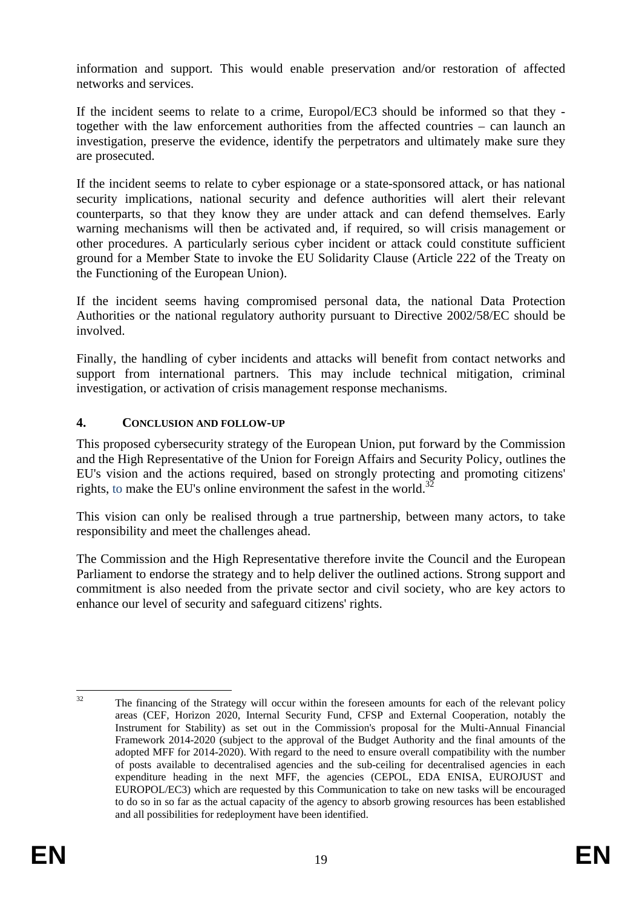information and support. This would enable preservation and/or restoration of affected networks and services.

If the incident seems to relate to a crime, Europol/EC3 should be informed so that they - together with the law enforcement authorities from the affected countries – can launch an investigation, preserve the evidence, identify the perpetrators and ultimately make sure they are prosecuted.

If the incident seems to relate to cyber espionage or a state-sponsored attack, or has national security implications, national security and defence authorities will alert their relevant counterparts, so that they know they are under attack and can defend themselves. Early warning mechanisms will then be activated and, if required, so will crisis management or other procedures. A particularly serious cyber incident or attack could constitute sufficient ground for a Member State to invoke the EU Solidarity Clause (Article 222 of the Treaty on the Functioning of the European Union).

If the incident seems having compromised personal data, the national Data Protection Authorities or the national regulatory authority pursuant to Directive 2002/58/EC should be involved.

Finally, the handling of cyber incidents and attacks will benefit from contact networks and support from international partners. This may include technical mitigation, criminal investigation, or activation of crisis management response mechanisms.

## 4. CONCLUSION AND FOLLOW-UP

This proposed cybersecurity strategy of the European Union, put forward by the Commission and the High Representative of the Union for Foreign Affairs and Security Policy, outlines the EU's vision and the actions required, based on strongly protecting and promoting citizens' rights, to make the EU's online environment the safest in the world.[32]

This vision can only be realised through a true partnership, between many actors, to take responsibility and meet the challenges ahead.

The Commission and the High Representative therefore invite the Council and the European Parliament to endorse the strategy and to help deliver the outlined actions. Strong support and commitment is also needed from the private sector and civil society, who are key actors to enhance our level of security and safeguard citizens' rights.

---

[32] The financing of the Strategy will occur within the foreseen amounts for each of the relevant policy areas (CEF, Horizon 2020, Internal Security Fund, CFSP and External Cooperation, notably the Instrument for Stability) as set out in the Commission's proposal for the Multi-Annual Financial Framework 2014-2020 (subject to the approval of the Budget Authority and the final amounts of the adopted MFF for 2014-2020). With regard to the need to ensure overall compatibility with the number of posts available to decentralised agencies and the sub-ceiling for decentralised agencies in each expenditure heading in the next MFF, the agencies (CEPOL, EDA ENISA, EUROJUST and EUROPOL/EC3) which are requested by this Communication to take on new tasks will be encouraged to do so in so far as the actual capacity of the agency to absorb growing resources has been established and all possibilities for redeployment have been identified.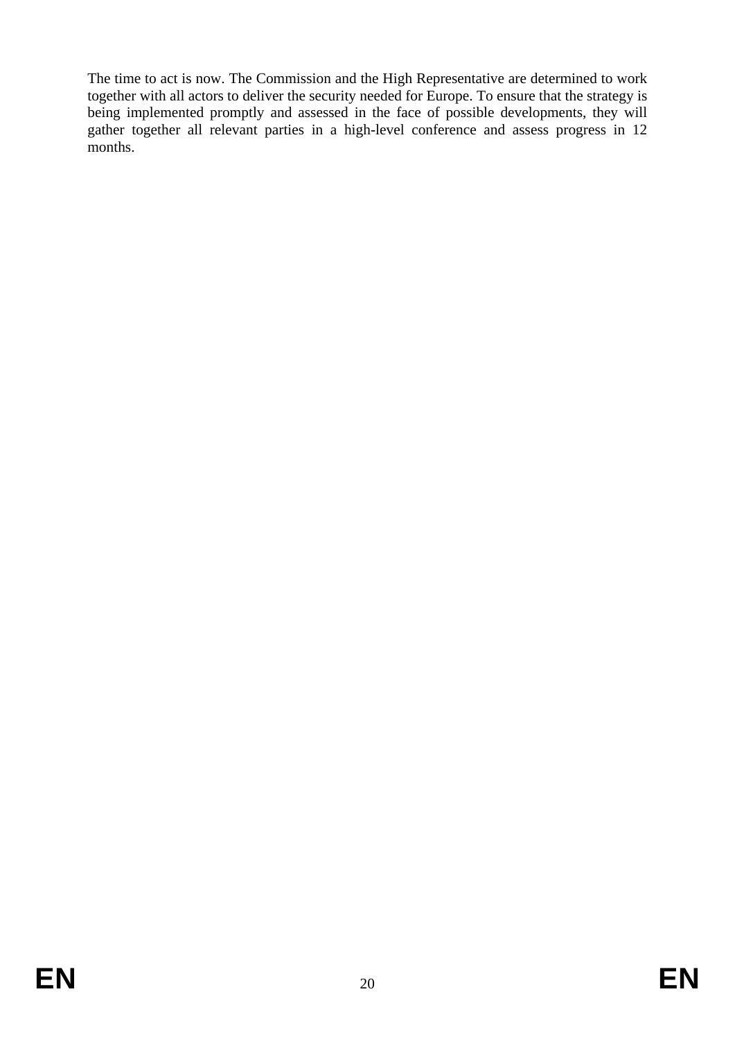The time to act is now. The Commission and the High Representative are determined to work together with all actors to deliver the security needed for Europe. To ensure that the strategy is being implemented promptly and assessed in the face of possible developments, they will gather together all relevant parties in a high-level conference and assess progress in 12 months.